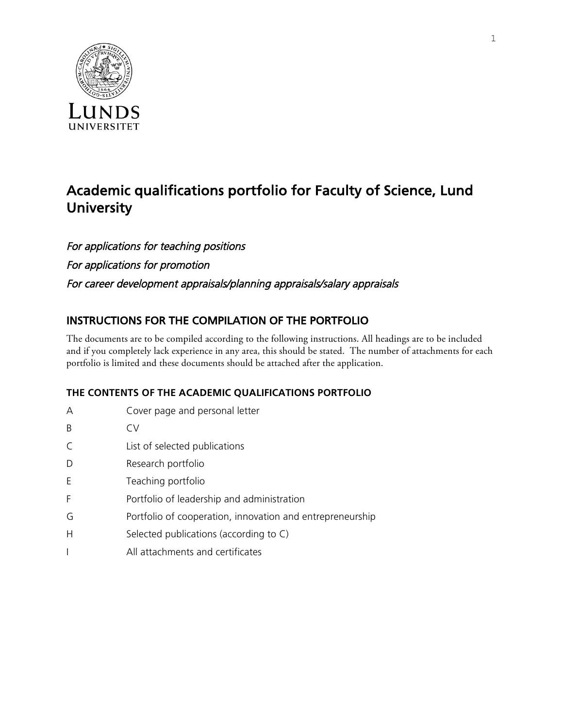LUNDS
UNIVERSITET

# Academic qualifications portfolio for Faculty of Science, Lund University

*For applications for teaching positions*

*For applications for promotion*

*For career development appraisals/planning appraisals/salary appraisals*

## INSTRUCTIONS FOR THE COMPILATION OF THE PORTFOLIO

The documents are to be compiled according to the following instructions. All headings are to be included and if you completely lack experience in any area, this should be stated. The number of attachments for each portfolio is limited and these documents should be attached after the application.

### THE CONTENTS OF THE ACADEMIC QUALIFICATIONS PORTFOLIO

| | |
|---|---|
| A | Cover page and personal letter |
| B | CV |
| C | List of selected publications |
| D | Research portfolio |
| E | Teaching portfolio |
| F | Portfolio of leadership and administration |
| G | Portfolio of cooperation, innovation and entrepreneurship |
| H | Selected publications (according to C) |
| I | All attachments and certificates |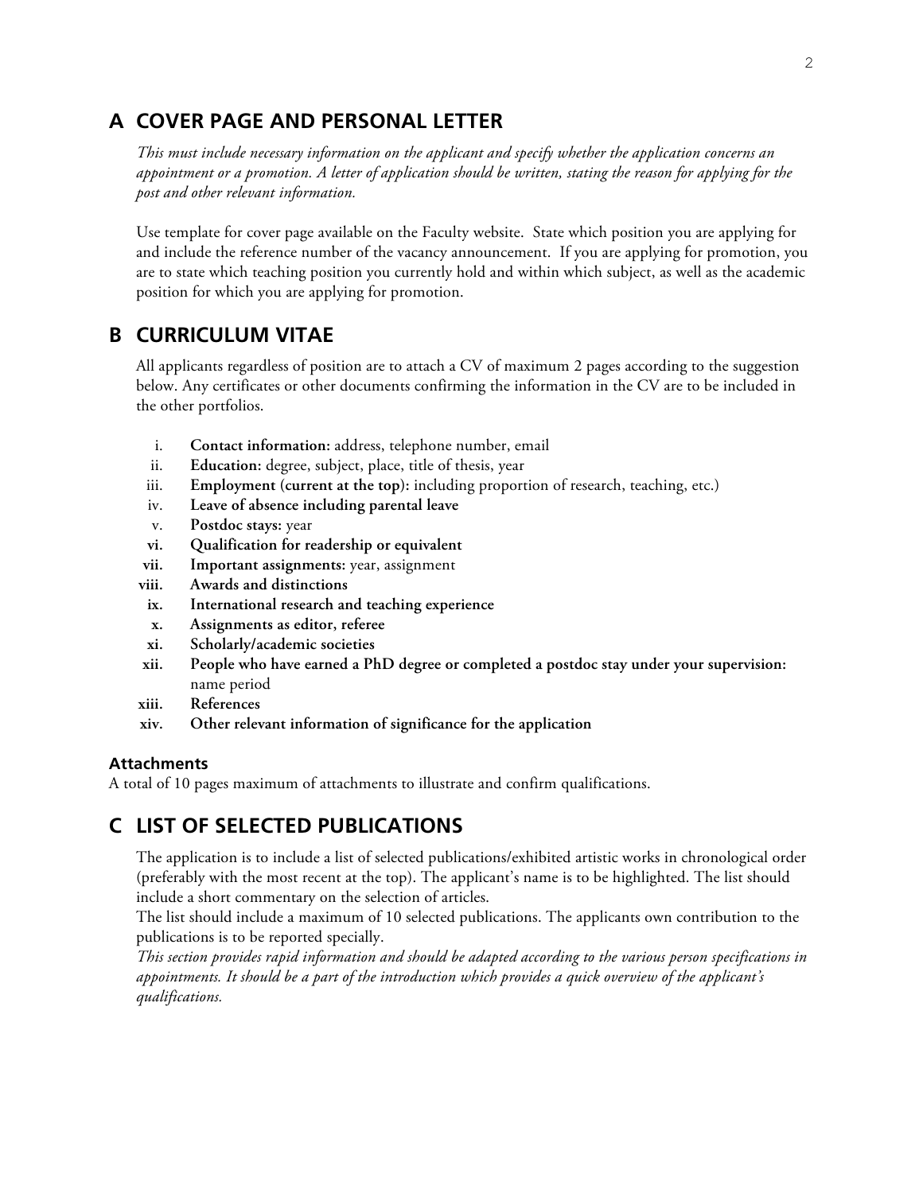## A COVER PAGE AND PERSONAL LETTER

*This must include necessary information on the applicant and specify whether the application concerns an appointment or a promotion. A letter of application should be written, stating the reason for applying for the post and other relevant information.*

Use template for cover page available on the Faculty website. State which position you are applying for and include the reference number of the vacancy announcement. If you are applying for promotion, you are to state which teaching position you currently hold and within which subject, as well as the academic position for which you are applying for promotion.

## B CURRICULUM VITAE

All applicants regardless of position are to attach a CV of maximum 2 pages according to the suggestion below. Any certificates or other documents confirming the information in the CV are to be included in the other portfolios.

i. **Contact information:** address, telephone number, email
ii. **Education:** degree, subject, place, title of thesis, year
iii. **Employment (current at the top):** including proportion of research, teaching, etc.)
iv. **Leave of absence including parental leave**
v. **Postdoc stays:** year
vi. **Qualification for readership or equivalent**
vii. **Important assignments:** year, assignment
viii. **Awards and distinctions**
ix. **International research and teaching experience**
x. **Assignments as editor, referee**
xi. **Scholarly/academic societies**
xii. **People who have earned a PhD degree or completed a postdoc stay under your supervision:** name period
xiii. **References**
xiv. **Other relevant information of significance for the application**

### Attachments

A total of 10 pages maximum of attachments to illustrate and confirm qualifications.

## C LIST OF SELECTED PUBLICATIONS

The application is to include a list of selected publications/exhibited artistic works in chronological order (preferably with the most recent at the top). The applicant's name is to be highlighted. The list should include a short commentary on the selection of articles.

The list should include a maximum of 10 selected publications. The applicants own contribution to the publications is to be reported specially.

*This section provides rapid information and should be adapted according to the various person specifications in appointments. It should be a part of the introduction which provides a quick overview of the applicant's qualifications.*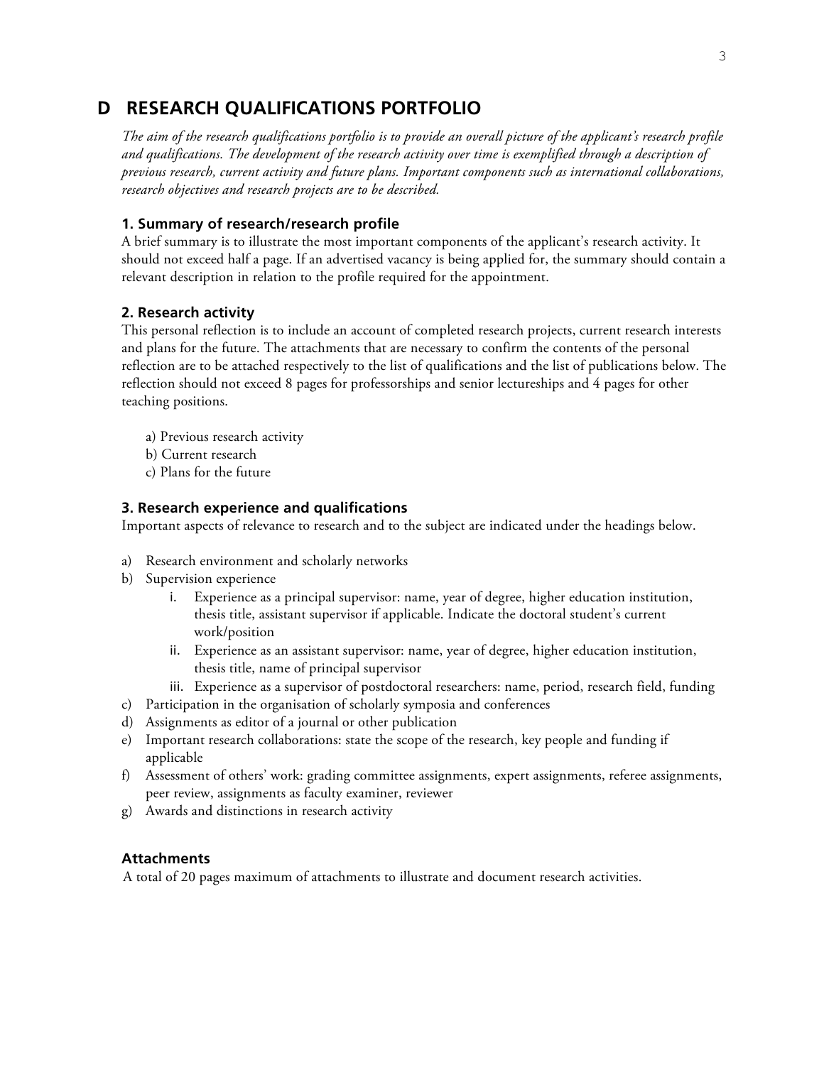# D RESEARCH QUALIFICATIONS PORTFOLIO

*The aim of the research qualifications portfolio is to provide an overall picture of the applicant's research profile and qualifications. The development of the research activity over time is exemplified through a description of previous research, current activity and future plans. Important components such as international collaborations, research objectives and research projects are to be described.*

### 1. Summary of research/research profile

A brief summary is to illustrate the most important components of the applicant's research activity. It should not exceed half a page. If an advertised vacancy is being applied for, the summary should contain a relevant description in relation to the profile required for the appointment.

### 2. Research activity

This personal reflection is to include an account of completed research projects, current research interests and plans for the future. The attachments that are necessary to confirm the contents of the personal reflection are to be attached respectively to the list of qualifications and the list of publications below. The reflection should not exceed 8 pages for professorships and senior lectureships and 4 pages for other teaching positions.

a) Previous research activity
b) Current research
c) Plans for the future

### 3. Research experience and qualifications

Important aspects of relevance to research and to the subject are indicated under the headings below.

a) Research environment and scholarly networks
b) Supervision experience
   i. Experience as a principal supervisor: name, year of degree, higher education institution, thesis title, assistant supervisor if applicable. Indicate the doctoral student's current work/position
   ii. Experience as an assistant supervisor: name, year of degree, higher education institution, thesis title, name of principal supervisor
   iii. Experience as a supervisor of postdoctoral researchers: name, period, research field, funding
c) Participation in the organisation of scholarly symposia and conferences
d) Assignments as editor of a journal or other publication
e) Important research collaborations: state the scope of the research, key people and funding if applicable
f) Assessment of others' work: grading committee assignments, expert assignments, referee assignments, peer review, assignments as faculty examiner, reviewer
g) Awards and distinctions in research activity

### Attachments

A total of 20 pages maximum of attachments to illustrate and document research activities.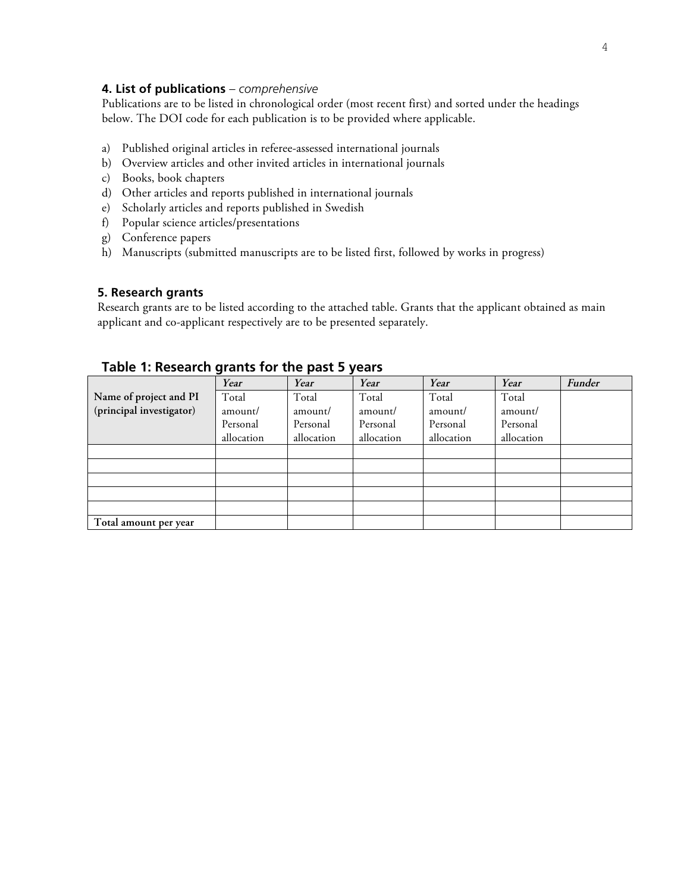### 4. List of publications – *comprehensive*

Publications are to be listed in chronological order (most recent first) and sorted under the headings below. The DOI code for each publication is to be provided where applicable.

a) Published original articles in referee-assessed international journals
b) Overview articles and other invited articles in international journals
c) Books, book chapters
d) Other articles and reports published in international journals
e) Scholarly articles and reports published in Swedish
f) Popular science articles/presentations
g) Conference papers
h) Manuscripts (submitted manuscripts are to be listed first, followed by works in progress)

### 5. Research grants

Research grants are to be listed according to the attached table. Grants that the applicant obtained as main applicant and co-applicant respectively are to be presented separately.

**Table 1: Research grants for the past 5 years**

| | *Year* | *Year* | *Year* | *Year* | *Year* | *Funder* |
|---|---|---|---|---|---|---|
| **Name of project and PI (principal investigator)** | Total amount/ Personal allocation | Total amount/ Personal allocation | Total amount/ Personal allocation | Total amount/ Personal allocation | Total amount/ Personal allocation | |
| | | | | | | |
| | | | | | | |
| | | | | | | |
| | | | | | | |
| | | | | | | |
| **Total amount per year** | | | | | | |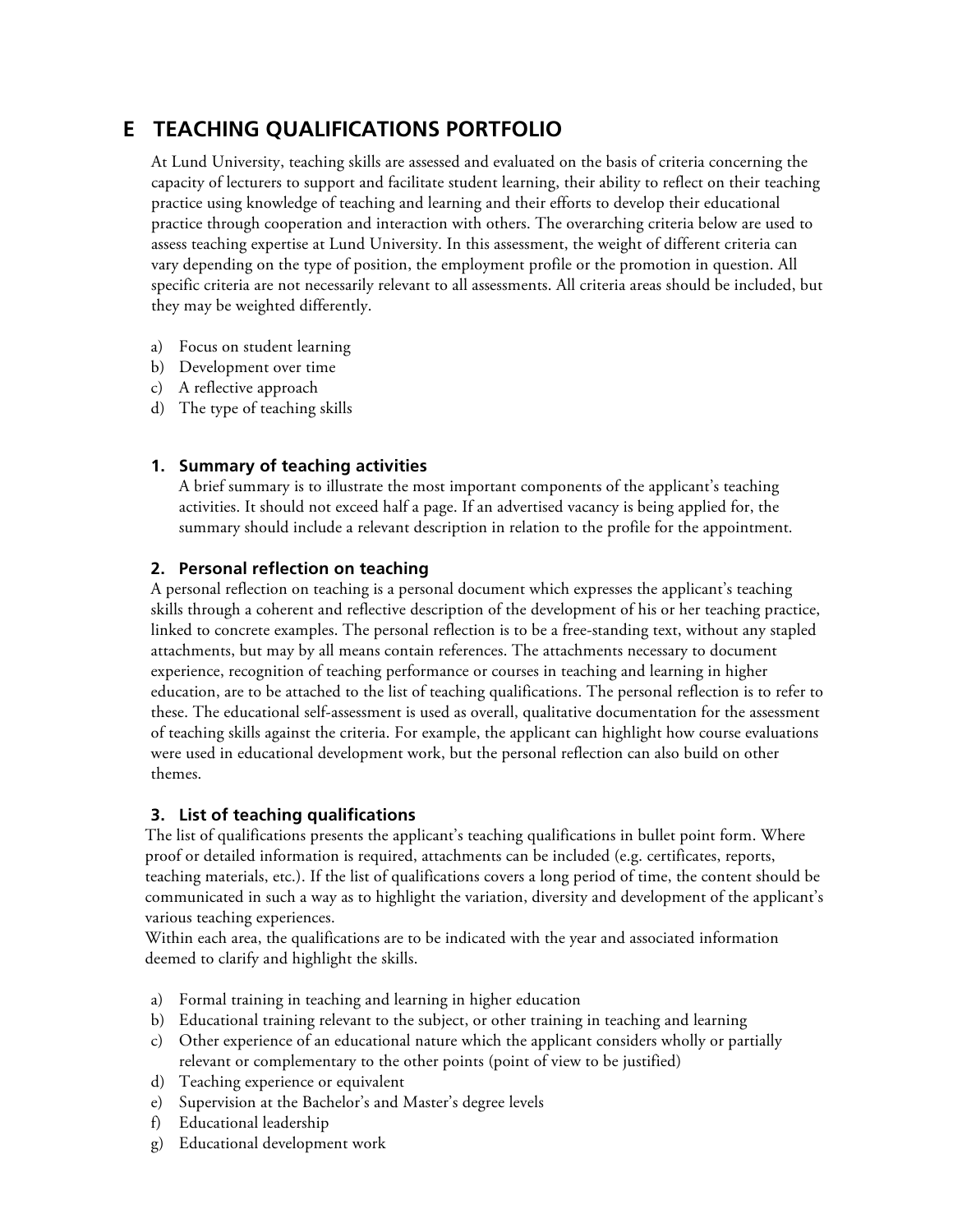# E TEACHING QUALIFICATIONS PORTFOLIO

At Lund University, teaching skills are assessed and evaluated on the basis of criteria concerning the capacity of lecturers to support and facilitate student learning, their ability to reflect on their teaching practice using knowledge of teaching and learning and their efforts to develop their educational practice through cooperation and interaction with others. The overarching criteria below are used to assess teaching expertise at Lund University. In this assessment, the weight of different criteria can vary depending on the type of position, the employment profile or the promotion in question. All specific criteria are not necessarily relevant to all assessments. All criteria areas should be included, but they may be weighted differently.

a) Focus on student learning
b) Development over time
c) A reflective approach
d) The type of teaching skills

### 1. Summary of teaching activities

A brief summary is to illustrate the most important components of the applicant's teaching activities. It should not exceed half a page. If an advertised vacancy is being applied for, the summary should include a relevant description in relation to the profile for the appointment.

### 2. Personal reflection on teaching

A personal reflection on teaching is a personal document which expresses the applicant's teaching skills through a coherent and reflective description of the development of his or her teaching practice, linked to concrete examples. The personal reflection is to be a free-standing text, without any stapled attachments, but may by all means contain references. The attachments necessary to document experience, recognition of teaching performance or courses in teaching and learning in higher education, are to be attached to the list of teaching qualifications. The personal reflection is to refer to these. The educational self-assessment is used as overall, qualitative documentation for the assessment of teaching skills against the criteria. For example, the applicant can highlight how course evaluations were used in educational development work, but the personal reflection can also build on other themes.

### 3. List of teaching qualifications

The list of qualifications presents the applicant's teaching qualifications in bullet point form. Where proof or detailed information is required, attachments can be included (e.g. certificates, reports, teaching materials, etc.). If the list of qualifications covers a long period of time, the content should be communicated in such a way as to highlight the variation, diversity and development of the applicant's various teaching experiences.

Within each area, the qualifications are to be indicated with the year and associated information deemed to clarify and highlight the skills.

a) Formal training in teaching and learning in higher education
b) Educational training relevant to the subject, or other training in teaching and learning
c) Other experience of an educational nature which the applicant considers wholly or partially relevant or complementary to the other points (point of view to be justified)
d) Teaching experience or equivalent
e) Supervision at the Bachelor's and Master's degree levels
f) Educational leadership
g) Educational development work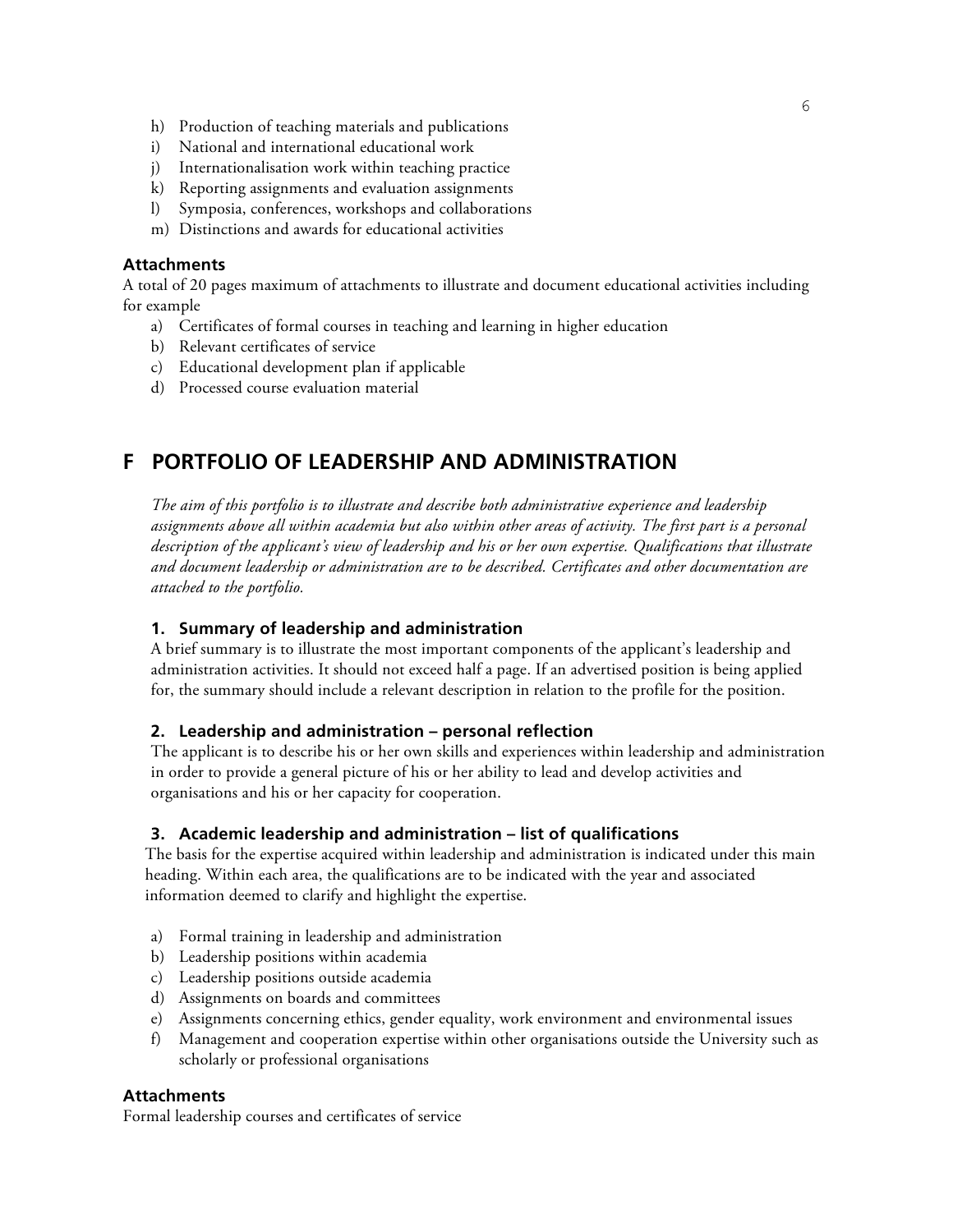h) Production of teaching materials and publications
i) National and international educational work
j) Internationalisation work within teaching practice
k) Reporting assignments and evaluation assignments
l) Symposia, conferences, workshops and collaborations
m) Distinctions and awards for educational activities

### Attachments

A total of 20 pages maximum of attachments to illustrate and document educational activities including for example

a) Certificates of formal courses in teaching and learning in higher education
b) Relevant certificates of service
c) Educational development plan if applicable
d) Processed course evaluation material

## F PORTFOLIO OF LEADERSHIP AND ADMINISTRATION

*The aim of this portfolio is to illustrate and describe both administrative experience and leadership assignments above all within academia but also within other areas of activity. The first part is a personal description of the applicant's view of leadership and his or her own expertise. Qualifications that illustrate and document leadership or administration are to be described. Certificates and other documentation are attached to the portfolio.*

### 1. Summary of leadership and administration

A brief summary is to illustrate the most important components of the applicant's leadership and administration activities. It should not exceed half a page. If an advertised position is being applied for, the summary should include a relevant description in relation to the profile for the position.

### 2. Leadership and administration – personal reflection

The applicant is to describe his or her own skills and experiences within leadership and administration in order to provide a general picture of his or her ability to lead and develop activities and organisations and his or her capacity for cooperation.

### 3. Academic leadership and administration – list of qualifications

The basis for the expertise acquired within leadership and administration is indicated under this main heading. Within each area, the qualifications are to be indicated with the year and associated information deemed to clarify and highlight the expertise.

a) Formal training in leadership and administration
b) Leadership positions within academia
c) Leadership positions outside academia
d) Assignments on boards and committees
e) Assignments concerning ethics, gender equality, work environment and environmental issues
f) Management and cooperation expertise within other organisations outside the University such as scholarly or professional organisations

### Attachments

Formal leadership courses and certificates of service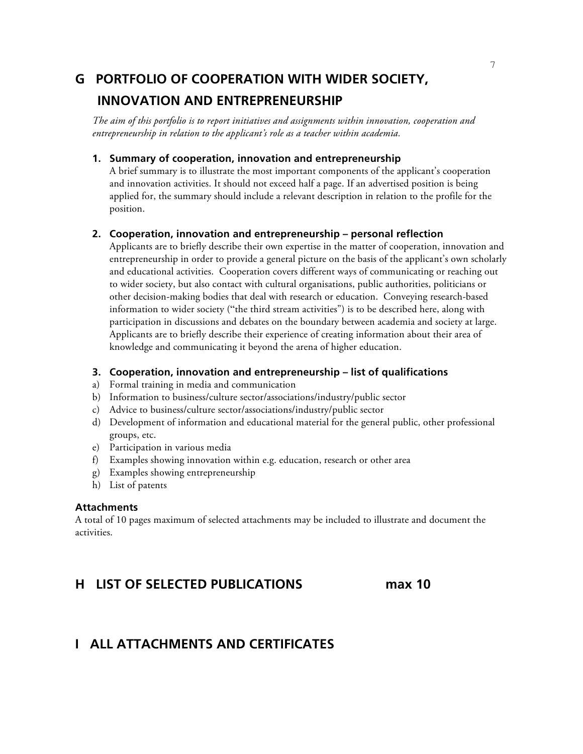# G PORTFOLIO OF COOPERATION WITH WIDER SOCIETY, INNOVATION AND ENTREPRENEURSHIP

*The aim of this portfolio is to report initiatives and assignments within innovation, cooperation and entrepreneurship in relation to the applicant's role as a teacher within academia.*

## 1. Summary of cooperation, innovation and entrepreneurship

A brief summary is to illustrate the most important components of the applicant's cooperation and innovation activities. It should not exceed half a page. If an advertised position is being applied for, the summary should include a relevant description in relation to the profile for the position.

## 2. Cooperation, innovation and entrepreneurship – personal reflection

Applicants are to briefly describe their own expertise in the matter of cooperation, innovation and entrepreneurship in order to provide a general picture on the basis of the applicant's own scholarly and educational activities. Cooperation covers different ways of communicating or reaching out to wider society, but also contact with cultural organisations, public authorities, politicians or other decision-making bodies that deal with research or education. Conveying research-based information to wider society ("the third stream activities") is to be described here, along with participation in discussions and debates on the boundary between academia and society at large. Applicants are to briefly describe their experience of creating information about their area of knowledge and communicating it beyond the arena of higher education.

## 3. Cooperation, innovation and entrepreneurship – list of qualifications

a) Formal training in media and communication
b) Information to business/culture sector/associations/industry/public sector
c) Advice to business/culture sector/associations/industry/public sector
d) Development of information and educational material for the general public, other professional groups, etc.
e) Participation in various media
f) Examples showing innovation within e.g. education, research or other area
g) Examples showing entrepreneurship
h) List of patents

### Attachments

A total of 10 pages maximum of selected attachments may be included to illustrate and document the activities.

# H LIST OF SELECTED PUBLICATIONS max 10

# I ALL ATTACHMENTS AND CERTIFICATES